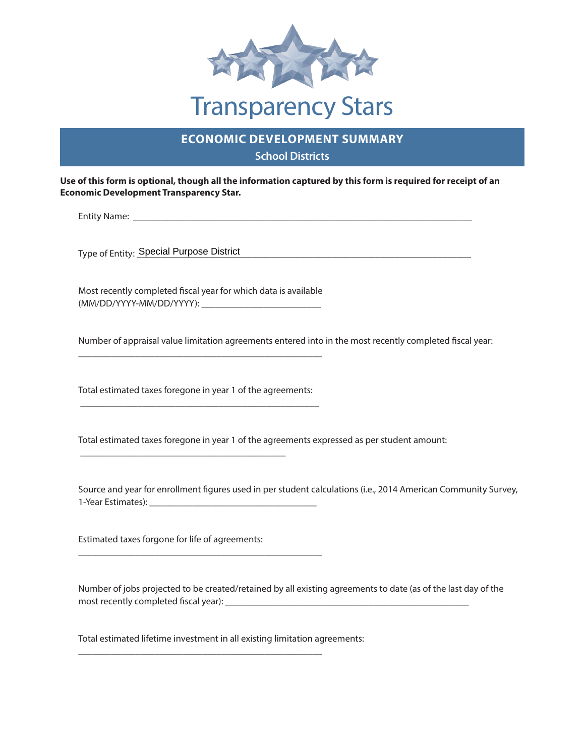# Transparency Stars

## ECONOMIC DEVELOPMENT SUMMARY

### School Districts

**Use of this form is optional, though all the information captured by this form is required for receipt of an Economic Development Transparency Star.**

Entity Name: ___________________________________________

Type of Entity: Special Purpose District

Most recently completed fiscal year for which data is available (MM/DD/YYYY-MM/DD/YYYY): ____________________

Number of appraisal value limitation agreements entered into in the most recently completed fiscal year: ____________________

Total estimated taxes foregone in year 1 of the agreements: ____________________

Total estimated taxes foregone in year 1 of the agreements expressed as per student amount: ____________________

Source and year for enrollment figures used in per student calculations (i.e., 2014 American Community Survey, 1-Year Estimates): ____________________

Estimated taxes forgone for life of agreements: ____________________

Number of jobs projected to be created/retained by all existing agreements to date (as of the last day of the most recently completed fiscal year): ____________________

Total estimated lifetime investment in all existing limitation agreements: ____________________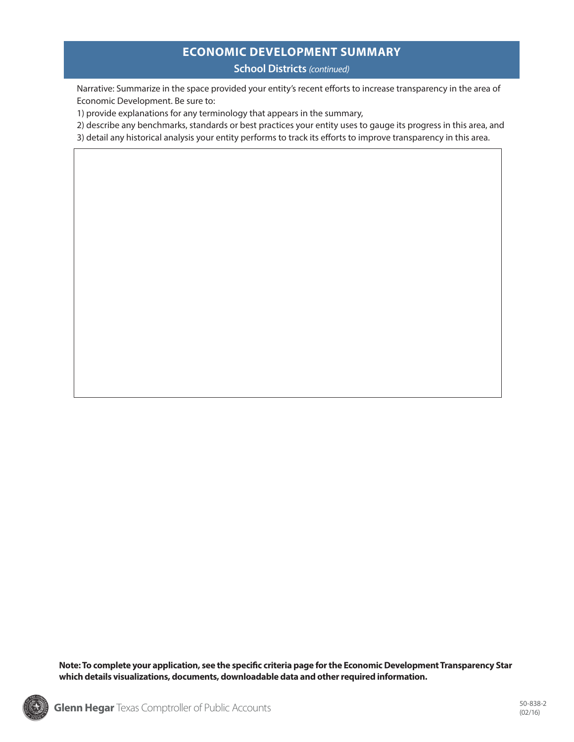## ECONOMIC DEVELOPMENT SUMMARY

### School Districts *(continued)*

Narrative: Summarize in the space provided your entity's recent efforts to increase transparency in the area of Economic Development. Be sure to:

1) provide explanations for any terminology that appears in the summary,
2) describe any benchmarks, standards or best practices your entity uses to gauge its progress in this area, and
3) detail any historical analysis your entity performs to track its efforts to improve transparency in this area.

**Note: To complete your application, see the specific criteria page for the Economic Development Transparency Star which details visualizations, documents, downloadable data and other required information.**

**Glenn Hegar** Texas Comptroller of Public Accounts

50-838-2
(02/16)